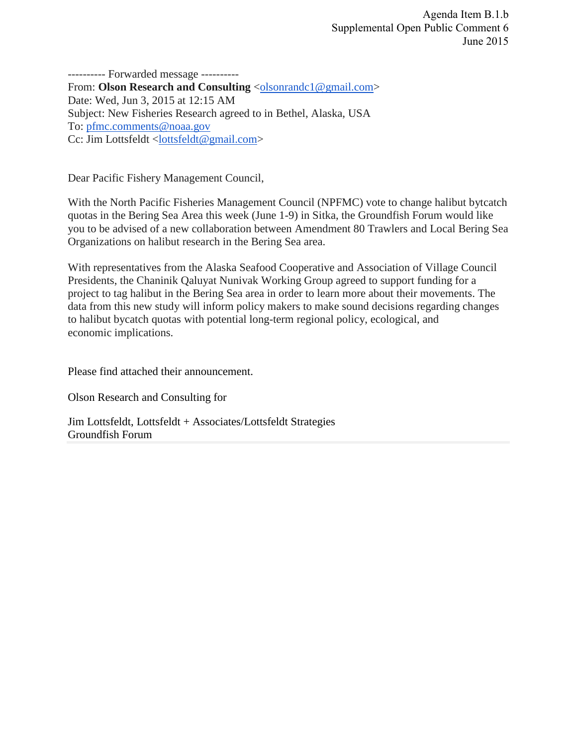Agenda Item B.1.b
Supplemental Open Public Comment 6
June 2015

---------- Forwarded message ----------
From: **Olson Research and Consulting** <olsonrandc1@gmail.com>
Date: Wed, Jun 3, 2015 at 12:15 AM
Subject: New Fisheries Research agreed to in Bethel, Alaska, USA
To: pfmc.comments@noaa.gov
Cc: Jim Lottsfeldt <lottsfeldt@gmail.com>

Dear Pacific Fishery Management Council,

With the North Pacific Fisheries Management Council (NPFMC) vote to change halibut bytcatch quotas in the Bering Sea Area this week (June 1-9) in Sitka, the Groundfish Forum would like you to be advised of a new collaboration between Amendment 80 Trawlers and Local Bering Sea Organizations on halibut research in the Bering Sea area.

With representatives from the Alaska Seafood Cooperative and Association of Village Council Presidents, the Chaninik Qaluyat Nunivak Working Group agreed to support funding for a project to tag halibut in the Bering Sea area in order to learn more about their movements. The data from this new study will inform policy makers to make sound decisions regarding changes to halibut bycatch quotas with potential long-term regional policy, ecological, and economic implications.

Please find attached their announcement.

Olson Research and Consulting for

Jim Lottsfeldt, Lottsfeldt + Associates/Lottsfeldt Strategies
Groundfish Forum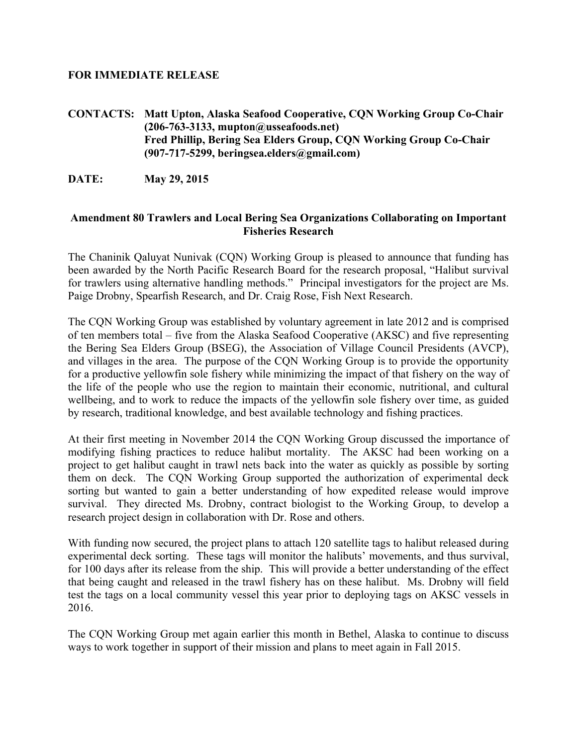**FOR IMMEDIATE RELEASE**

**CONTACTS: Matt Upton, Alaska Seafood Cooperative, CQN Working Group Co-Chair (206-763-3133, mupton@usseafoods.net)**
**Fred Phillip, Bering Sea Elders Group, CQN Working Group Co-Chair (907-717-5299, beringsea.elders@gmail.com)**

**DATE: May 29, 2015**

**Amendment 80 Trawlers and Local Bering Sea Organizations Collaborating on Important Fisheries Research**

The Chaninik Qaluyat Nunivak (CQN) Working Group is pleased to announce that funding has been awarded by the North Pacific Research Board for the research proposal, "Halibut survival for trawlers using alternative handling methods." Principal investigators for the project are Ms. Paige Drobny, Spearfish Research, and Dr. Craig Rose, Fish Next Research.

The CQN Working Group was established by voluntary agreement in late 2012 and is comprised of ten members total – five from the Alaska Seafood Cooperative (AKSC) and five representing the Bering Sea Elders Group (BSEG), the Association of Village Council Presidents (AVCP), and villages in the area. The purpose of the CQN Working Group is to provide the opportunity for a productive yellowfin sole fishery while minimizing the impact of that fishery on the way of the life of the people who use the region to maintain their economic, nutritional, and cultural wellbeing, and to work to reduce the impacts of the yellowfin sole fishery over time, as guided by research, traditional knowledge, and best available technology and fishing practices.

At their first meeting in November 2014 the CQN Working Group discussed the importance of modifying fishing practices to reduce halibut mortality. The AKSC had been working on a project to get halibut caught in trawl nets back into the water as quickly as possible by sorting them on deck. The CQN Working Group supported the authorization of experimental deck sorting but wanted to gain a better understanding of how expedited release would improve survival. They directed Ms. Drobny, contract biologist to the Working Group, to develop a research project design in collaboration with Dr. Rose and others.

With funding now secured, the project plans to attach 120 satellite tags to halibut released during experimental deck sorting. These tags will monitor the halibuts' movements, and thus survival, for 100 days after its release from the ship. This will provide a better understanding of the effect that being caught and released in the trawl fishery has on these halibut. Ms. Drobny will field test the tags on a local community vessel this year prior to deploying tags on AKSC vessels in 2016.

The CQN Working Group met again earlier this month in Bethel, Alaska to continue to discuss ways to work together in support of their mission and plans to meet again in Fall 2015.